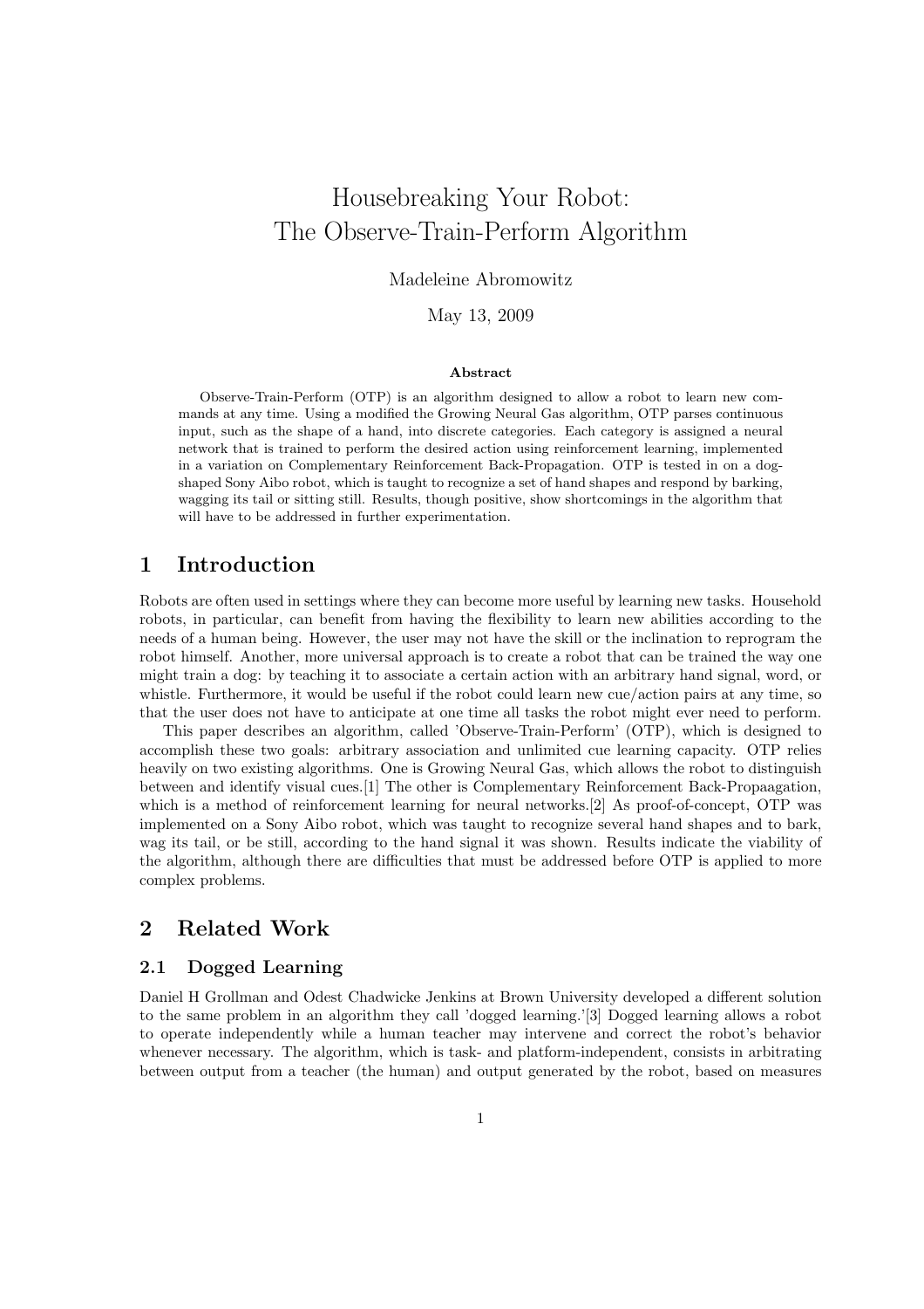# Housebreaking Your Robot: The Observe-Train-Perform Algorithm

Madeleine Abromowitz

May 13, 2009

**Abstract**

Observe-Train-Perform (OTP) is an algorithm designed to allow a robot to learn new commands at any time. Using a modified the Growing Neural Gas algorithm, OTP parses continuous input, such as the shape of a hand, into discrete categories. Each category is assigned a neural network that is trained to perform the desired action using reinforcement learning, implemented in a variation on Complementary Reinforcement Back-Propagation. OTP is tested in on a dog-shaped Sony Aibo robot, which is taught to recognize a set of hand shapes and respond by barking, wagging its tail or sitting still. Results, though positive, show shortcomings in the algorithm that will have to be addressed in further experimentation.

## 1 Introduction

Robots are often used in settings where they can become more useful by learning new tasks. Household robots, in particular, can benefit from having the flexibility to learn new abilities according to the needs of a human being. However, the user may not have the skill or the inclination to reprogram the robot himself. Another, more universal approach is to create a robot that can be trained the way one might train a dog: by teaching it to associate a certain action with an arbitrary hand signal, word, or whistle. Furthermore, it would be useful if the robot could learn new cue/action pairs at any time, so that the user does not have to anticipate at one time all tasks the robot might ever need to perform.

This paper describes an algorithm, called 'Observe-Train-Perform' (OTP), which is designed to accomplish these two goals: arbitrary association and unlimited cue learning capacity. OTP relies heavily on two existing algorithms. One is Growing Neural Gas, which allows the robot to distinguish between and identify visual cues.[1] The other is Complementary Reinforcement Back-Propaagation, which is a method of reinforcement learning for neural networks.[2] As proof-of-concept, OTP was implemented on a Sony Aibo robot, which was taught to recognize several hand shapes and to bark, wag its tail, or be still, according to the hand signal it was shown. Results indicate the viability of the algorithm, although there are difficulties that must be addressed before OTP is applied to more complex problems.

## 2 Related Work

### 2.1 Dogged Learning

Daniel H Grollman and Odest Chadwicke Jenkins at Brown University developed a different solution to the same problem in an algorithm they call 'dogged learning.'[3] Dogged learning allows a robot to operate independently while a human teacher may intervene and correct the robot's behavior whenever necessary. The algorithm, which is task- and platform-independent, consists in arbitrating between output from a teacher (the human) and output generated by the robot, based on measures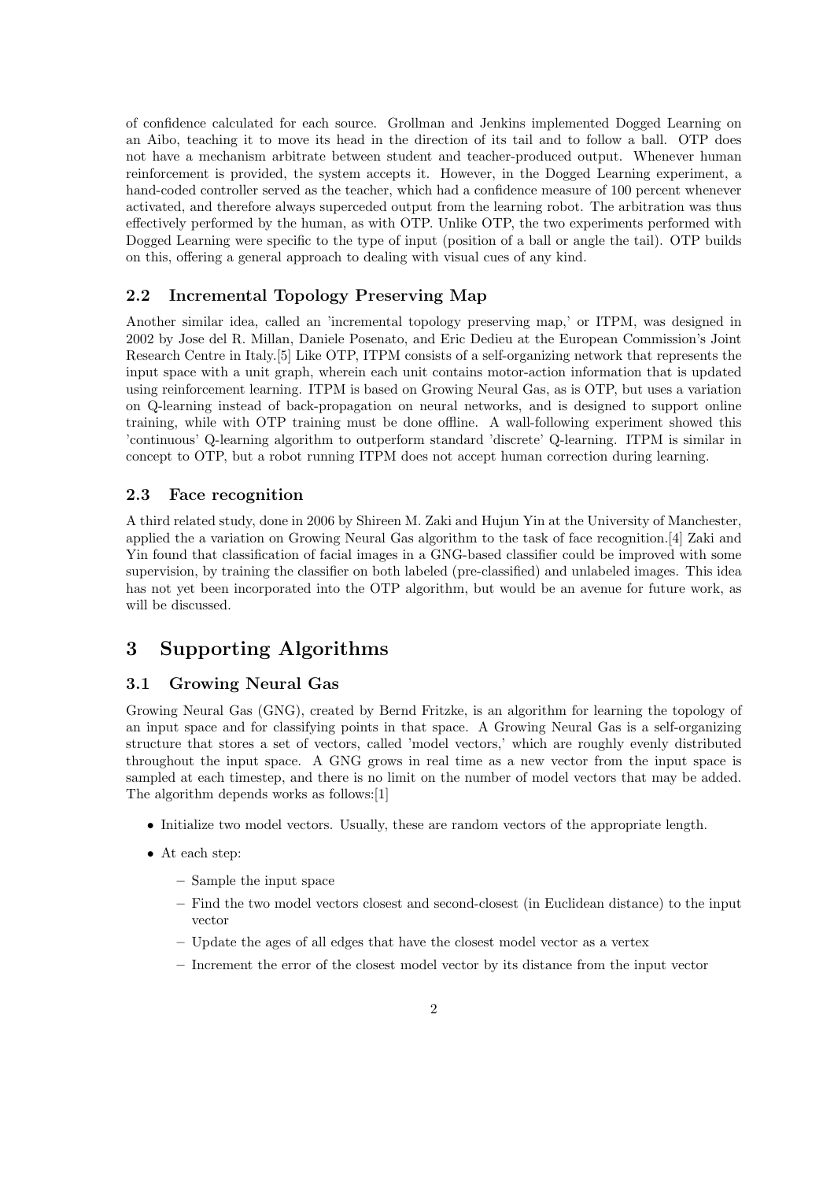of confidence calculated for each source. Grollman and Jenkins implemented Dogged Learning on an Aibo, teaching it to move its head in the direction of its tail and to follow a ball. OTP does not have a mechanism arbitrate between student and teacher-produced output. Whenever human reinforcement is provided, the system accepts it. However, in the Dogged Learning experiment, a hand-coded controller served as the teacher, which had a confidence measure of 100 percent whenever activated, and therefore always superceded output from the learning robot. The arbitration was thus effectively performed by the human, as with OTP. Unlike OTP, the two experiments performed with Dogged Learning were specific to the type of input (position of a ball or angle the tail). OTP builds on this, offering a general approach to dealing with visual cues of any kind.

### 2.2 Incremental Topology Preserving Map

Another similar idea, called an 'incremental topology preserving map,' or ITPM, was designed in 2002 by Jose del R. Millan, Daniele Posenato, and Eric Dedieu at the European Commission's Joint Research Centre in Italy.[5] Like OTP, ITPM consists of a self-organizing network that represents the input space with a unit graph, wherein each unit contains motor-action information that is updated using reinforcement learning. ITPM is based on Growing Neural Gas, as is OTP, but uses a variation on Q-learning instead of back-propagation on neural networks, and is designed to support online training, while with OTP training must be done offline. A wall-following experiment showed this 'continuous' Q-learning algorithm to outperform standard 'discrete' Q-learning. ITPM is similar in concept to OTP, but a robot running ITPM does not accept human correction during learning.

### 2.3 Face recognition

A third related study, done in 2006 by Shireen M. Zaki and Hujun Yin at the University of Manchester, applied the a variation on Growing Neural Gas algorithm to the task of face recognition.[4] Zaki and Yin found that classification of facial images in a GNG-based classifier could be improved with some supervision, by training the classifier on both labeled (pre-classified) and unlabeled images. This idea has not yet been incorporated into the OTP algorithm, but would be an avenue for future work, as will be discussed.

## 3 Supporting Algorithms

### 3.1 Growing Neural Gas

Growing Neural Gas (GNG), created by Bernd Fritzke, is an algorithm for learning the topology of an input space and for classifying points in that space. A Growing Neural Gas is a self-organizing structure that stores a set of vectors, called 'model vectors,' which are roughly evenly distributed throughout the input space. A GNG grows in real time as a new vector from the input space is sampled at each timestep, and there is no limit on the number of model vectors that may be added. The algorithm depends works as follows:[1]

- Initialize two model vectors. Usually, these are random vectors of the appropriate length.
- At each step:
  - Sample the input space
  - Find the two model vectors closest and second-closest (in Euclidean distance) to the input vector
  - Update the ages of all edges that have the closest model vector as a vertex
  - Increment the error of the closest model vector by its distance from the input vector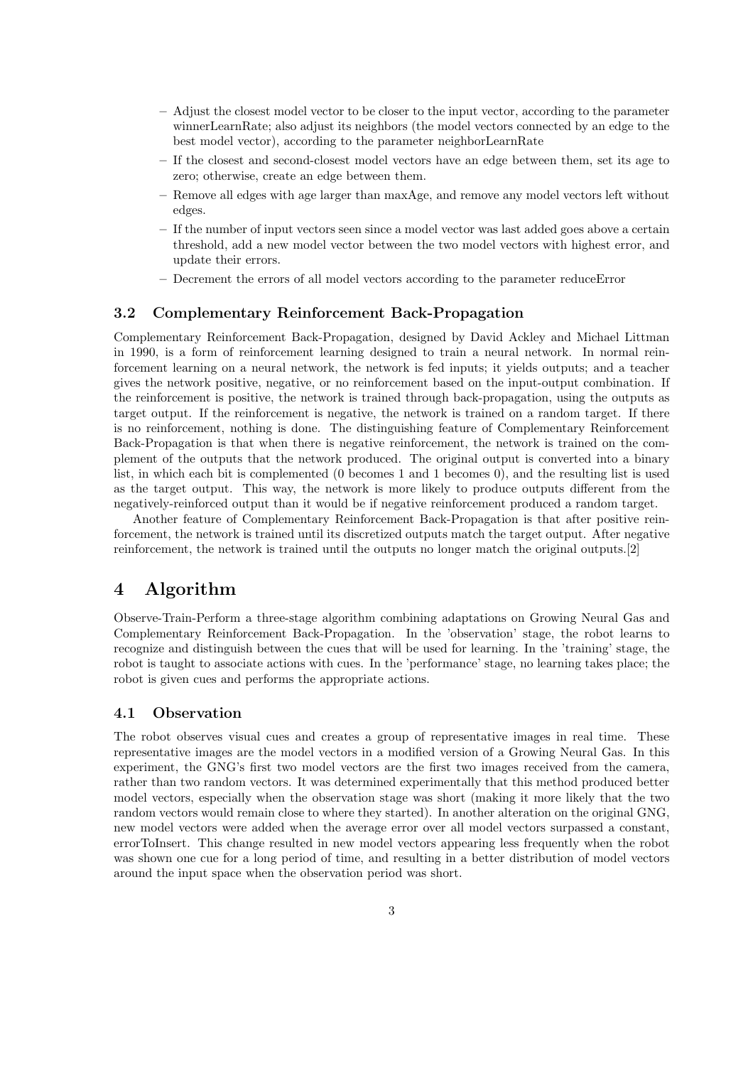- Adjust the closest model vector to be closer to the input vector, according to the parameter winnerLearnRate; also adjust its neighbors (the model vectors connected by an edge to the best model vector), according to the parameter neighborLearnRate
- If the closest and second-closest model vectors have an edge between them, set its age to zero; otherwise, create an edge between them.
- Remove all edges with age larger than maxAge, and remove any model vectors left without edges.
- If the number of input vectors seen since a model vector was last added goes above a certain threshold, add a new model vector between the two model vectors with highest error, and update their errors.
- Decrement the errors of all model vectors according to the parameter reduceError

### 3.2 Complementary Reinforcement Back-Propagation

Complementary Reinforcement Back-Propagation, designed by David Ackley and Michael Littman in 1990, is a form of reinforcement learning designed to train a neural network. In normal reinforcement learning on a neural network, the network is fed inputs; it yields outputs; and a teacher gives the network positive, negative, or no reinforcement based on the input-output combination. If the reinforcement is positive, the network is trained through back-propagation, using the outputs as target output. If the reinforcement is negative, the network is trained on a random target. If there is no reinforcement, nothing is done. The distinguishing feature of Complementary Reinforcement Back-Propagation is that when there is negative reinforcement, the network is trained on the complement of the outputs that the network produced. The original output is converted into a binary list, in which each bit is complemented (0 becomes 1 and 1 becomes 0), and the resulting list is used as the target output. This way, the network is more likely to produce outputs different from the negatively-reinforced output than it would be if negative reinforcement produced a random target.

Another feature of Complementary Reinforcement Back-Propagation is that after positive reinforcement, the network is trained until its discretized outputs match the target output. After negative reinforcement, the network is trained until the outputs no longer match the original outputs.[2]

## 4 Algorithm

Observe-Train-Perform a three-stage algorithm combining adaptations on Growing Neural Gas and Complementary Reinforcement Back-Propagation. In the 'observation' stage, the robot learns to recognize and distinguish between the cues that will be used for learning. In the 'training' stage, the robot is taught to associate actions with cues. In the 'performance' stage, no learning takes place; the robot is given cues and performs the appropriate actions.

### 4.1 Observation

The robot observes visual cues and creates a group of representative images in real time. These representative images are the model vectors in a modified version of a Growing Neural Gas. In this experiment, the GNG's first two model vectors are the first two images received from the camera, rather than two random vectors. It was determined experimentally that this method produced better model vectors, especially when the observation stage was short (making it more likely that the two random vectors would remain close to where they started). In another alteration on the original GNG, new model vectors were added when the average error over all model vectors surpassed a constant, errorToInsert. This change resulted in new model vectors appearing less frequently when the robot was shown one cue for a long period of time, and resulting in a better distribution of model vectors around the input space when the observation period was short.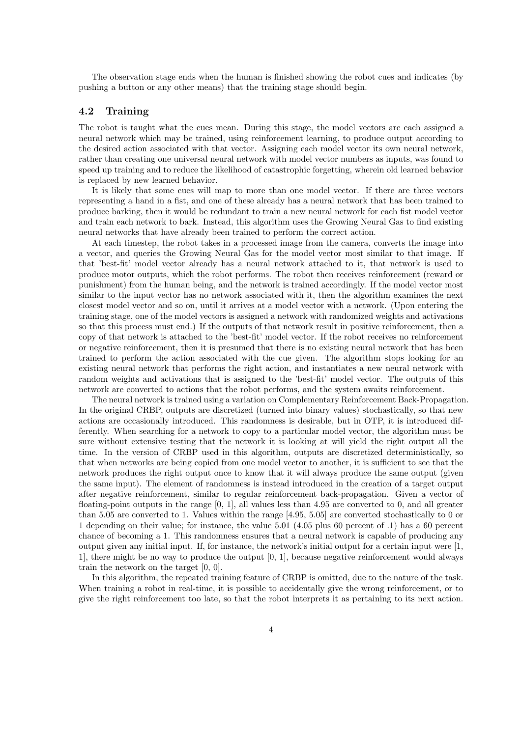The observation stage ends when the human is finished showing the robot cues and indicates (by pushing a button or any other means) that the training stage should begin.

### 4.2 Training

The robot is taught what the cues mean. During this stage, the model vectors are each assigned a neural network which may be trained, using reinforcement learning, to produce output according to the desired action associated with that vector. Assigning each model vector its own neural network, rather than creating one universal neural network with model vector numbers as inputs, was found to speed up training and to reduce the likelihood of catastrophic forgetting, wherein old learned behavior is replaced by new learned behavior.

It is likely that some cues will map to more than one model vector. If there are three vectors representing a hand in a fist, and one of these already has a neural network that has been trained to produce barking, then it would be redundant to train a new neural network for each fist model vector and train each network to bark. Instead, this algorithm uses the Growing Neural Gas to find existing neural networks that have already been trained to perform the correct action.

At each timestep, the robot takes in a processed image from the camera, converts the image into a vector, and queries the Growing Neural Gas for the model vector most similar to that image. If that 'best-fit' model vector already has a neural network attached to it, that network is used to produce motor outputs, which the robot performs. The robot then receives reinforcement (reward or punishment) from the human being, and the network is trained accordingly. If the model vector most similar to the input vector has no network associated with it, then the algorithm examines the next closest model vector and so on, until it arrives at a model vector with a network. (Upon entering the training stage, one of the model vectors is assigned a network with randomized weights and activations so that this process must end.) If the outputs of that network result in positive reinforcement, then a copy of that network is attached to the 'best-fit' model vector. If the robot receives no reinforcement or negative reinforcement, then it is presumed that there is no existing neural network that has been trained to perform the action associated with the cue given. The algorithm stops looking for an existing neural network that performs the right action, and instantiates a new neural network with random weights and activations that is assigned to the 'best-fit' model vector. The outputs of this network are converted to actions that the robot performs, and the system awaits reinforcement.

The neural network is trained using a variation on Complementary Reinforcement Back-Propagation. In the original CRBP, outputs are discretized (turned into binary values) stochastically, so that new actions are occasionally introduced. This randomness is desirable, but in OTP, it is introduced differently. When searching for a network to copy to a particular model vector, the algorithm must be sure without extensive testing that the network it is looking at will yield the right output all the time. In the version of CRBP used in this algorithm, outputs are discretized deterministically, so that when networks are being copied from one model vector to another, it is sufficient to see that the network produces the right output once to know that it will always produce the same output (given the same input). The element of randomness is instead introduced in the creation of a target output after negative reinforcement, similar to regular reinforcement back-propagation. Given a vector of floating-point outputs in the range [0, 1], all values less than 4.95 are converted to 0, and all greater than 5.05 are converted to 1. Values within the range [4.95, 5.05] are converted stochastically to 0 or 1 depending on their value; for instance, the value 5.01 (4.05 plus 60 percent of .1) has a 60 percent chance of becoming a 1. This randomness ensures that a neural network is capable of producing any output given any initial input. If, for instance, the network's initial output for a certain input were [1, 1], there might be no way to produce the output [0, 1], because negative reinforcement would always train the network on the target [0, 0].

In this algorithm, the repeated training feature of CRBP is omitted, due to the nature of the task. When training a robot in real-time, it is possible to accidentally give the wrong reinforcement, or to give the right reinforcement too late, so that the robot interprets it as pertaining to its next action.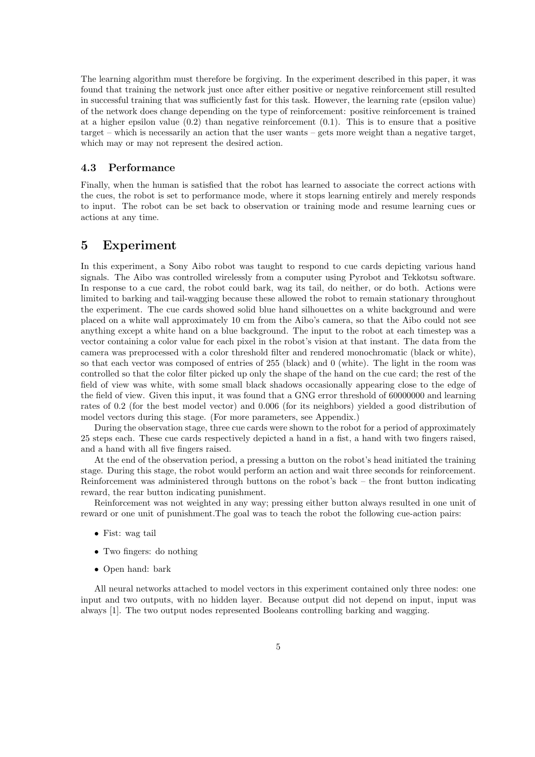The learning algorithm must therefore be forgiving. In the experiment described in this paper, it was found that training the network just once after either positive or negative reinforcement still resulted in successful training that was sufficiently fast for this task. However, the learning rate (epsilon value) of the network does change depending on the type of reinforcement: positive reinforcement is trained at a higher epsilon value (0.2) than negative reinforcement (0.1). This is to ensure that a positive target – which is necessarily an action that the user wants – gets more weight than a negative target, which may or may not represent the desired action.

### 4.3 Performance

Finally, when the human is satisfied that the robot has learned to associate the correct actions with the cues, the robot is set to performance mode, where it stops learning entirely and merely responds to input. The robot can be set back to observation or training mode and resume learning cues or actions at any time.

## 5 Experiment

In this experiment, a Sony Aibo robot was taught to respond to cue cards depicting various hand signals. The Aibo was controlled wirelessly from a computer using Pyrobot and Tekkotsu software. In response to a cue card, the robot could bark, wag its tail, do neither, or do both. Actions were limited to barking and tail-wagging because these allowed the robot to remain stationary throughout the experiment. The cue cards showed solid blue hand silhouettes on a white background and were placed on a white wall approximately 10 cm from the Aibo's camera, so that the Aibo could not see anything except a white hand on a blue background. The input to the robot at each timestep was a vector containing a color value for each pixel in the robot's vision at that instant. The data from the camera was preprocessed with a color threshold filter and rendered monochromatic (black or white), so that each vector was composed of entries of 255 (black) and 0 (white). The light in the room was controlled so that the color filter picked up only the shape of the hand on the cue card; the rest of the field of view was white, with some small black shadows occasionally appearing close to the edge of the field of view. Given this input, it was found that a GNG error threshold of 60000000 and learning rates of 0.2 (for the best model vector) and 0.006 (for its neighbors) yielded a good distribution of model vectors during this stage. (For more parameters, see Appendix.)

During the observation stage, three cue cards were shown to the robot for a period of approximately 25 steps each. These cue cards respectively depicted a hand in a fist, a hand with two fingers raised, and a hand with all five fingers raised.

At the end of the observation period, a pressing a button on the robot's head initiated the training stage. During this stage, the robot would perform an action and wait three seconds for reinforcement. Reinforcement was administered through buttons on the robot's back – the front button indicating reward, the rear button indicating punishment.

Reinforcement was not weighted in any way; pressing either button always resulted in one unit of reward or one unit of punishment.The goal was to teach the robot the following cue-action pairs:

- Fist: wag tail
- Two fingers: do nothing
- Open hand: bark

All neural networks attached to model vectors in this experiment contained only three nodes: one input and two outputs, with no hidden layer. Because output did not depend on input, input was always [1]. The two output nodes represented Booleans controlling barking and wagging.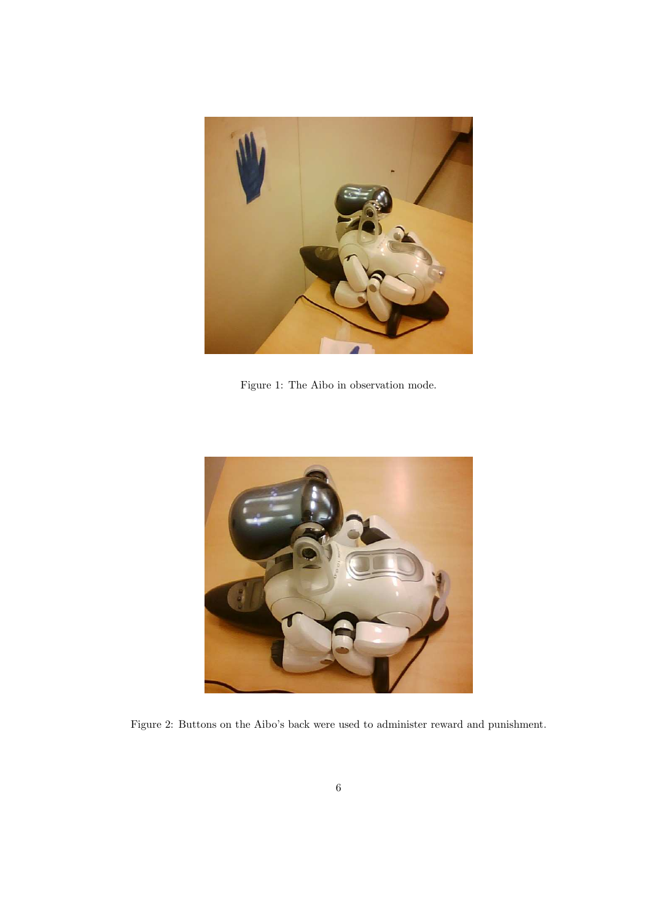Figure 1: The Aibo in observation mode.

Figure 2: Buttons on the Aibo's back were used to administer reward and punishment.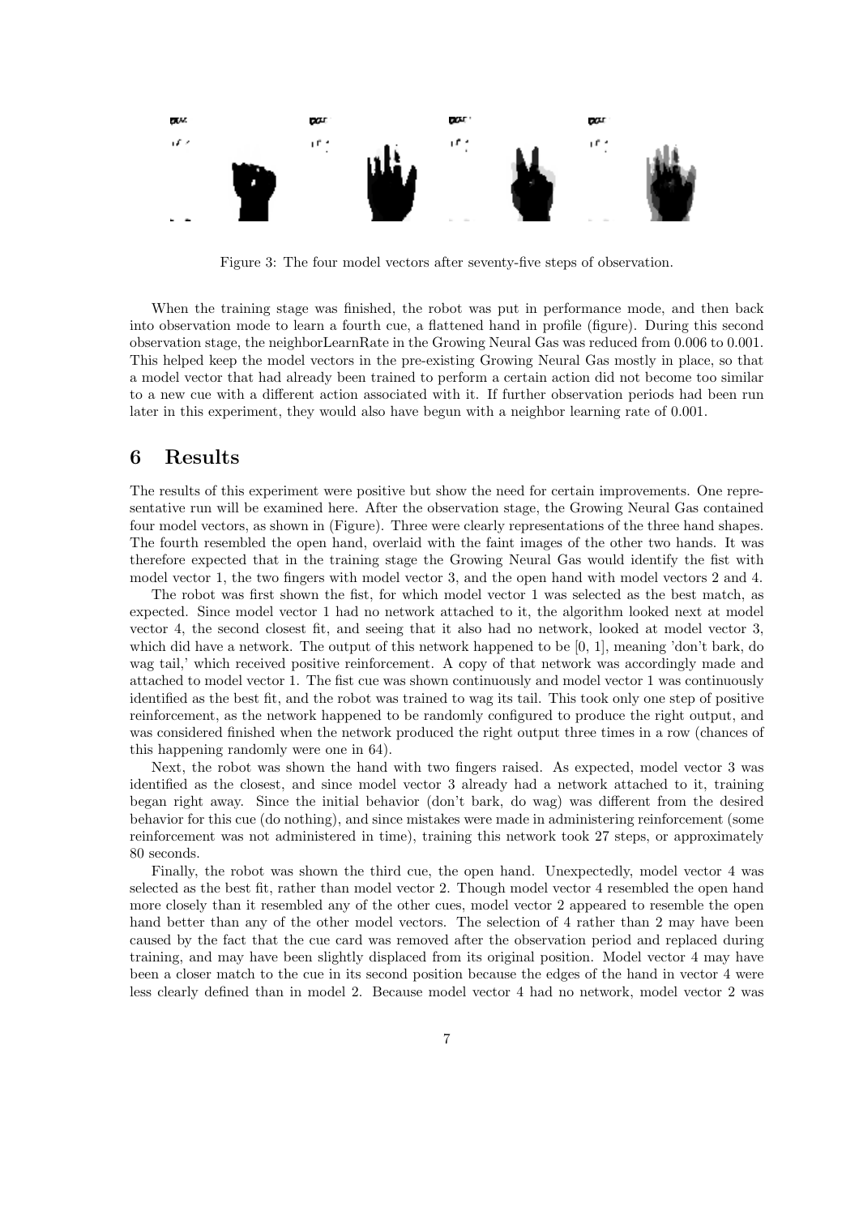Figure 3: The four model vectors after seventy-five steps of observation.

When the training stage was finished, the robot was put in performance mode, and then back into observation mode to learn a fourth cue, a flattened hand in profile (figure). During this second observation stage, the neighborLearnRate in the Growing Neural Gas was reduced from 0.006 to 0.001. This helped keep the model vectors in the pre-existing Growing Neural Gas mostly in place, so that a model vector that had already been trained to perform a certain action did not become too similar to a new cue with a different action associated with it. If further observation periods had been run later in this experiment, they would also have begun with a neighbor learning rate of 0.001.

## 6 Results

The results of this experiment were positive but show the need for certain improvements. One representative run will be examined here. After the observation stage, the Growing Neural Gas contained four model vectors, as shown in (Figure). Three were clearly representations of the three hand shapes. The fourth resembled the open hand, overlaid with the faint images of the other two hands. It was therefore expected that in the training stage the Growing Neural Gas would identify the fist with model vector 1, the two fingers with model vector 3, and the open hand with model vectors 2 and 4.

The robot was first shown the fist, for which model vector 1 was selected as the best match, as expected. Since model vector 1 had no network attached to it, the algorithm looked next at model vector 4, the second closest fit, and seeing that it also had no network, looked at model vector 3, which did have a network. The output of this network happened to be [0, 1], meaning 'don't bark, do wag tail,' which received positive reinforcement. A copy of that network was accordingly made and attached to model vector 1. The fist cue was shown continuously and model vector 1 was continuously identified as the best fit, and the robot was trained to wag its tail. This took only one step of positive reinforcement, as the network happened to be randomly configured to produce the right output, and was considered finished when the network produced the right output three times in a row (chances of this happening randomly were one in 64).

Next, the robot was shown the hand with two fingers raised. As expected, model vector 3 was identified as the closest, and since model vector 3 already had a network attached to it, training began right away. Since the initial behavior (don't bark, do wag) was different from the desired behavior for this cue (do nothing), and since mistakes were made in administering reinforcement (some reinforcement was not administered in time), training this network took 27 steps, or approximately 80 seconds.

Finally, the robot was shown the third cue, the open hand. Unexpectedly, model vector 4 was selected as the best fit, rather than model vector 2. Though model vector 4 resembled the open hand more closely than it resembled any of the other cues, model vector 2 appeared to resemble the open hand better than any of the other model vectors. The selection of 4 rather than 2 may have been caused by the fact that the cue card was removed after the observation period and replaced during training, and may have been slightly displaced from its original position. Model vector 4 may have been a closer match to the cue in its second position because the edges of the hand in vector 4 were less clearly defined than in model 2. Because model vector 4 had no network, model vector 2 was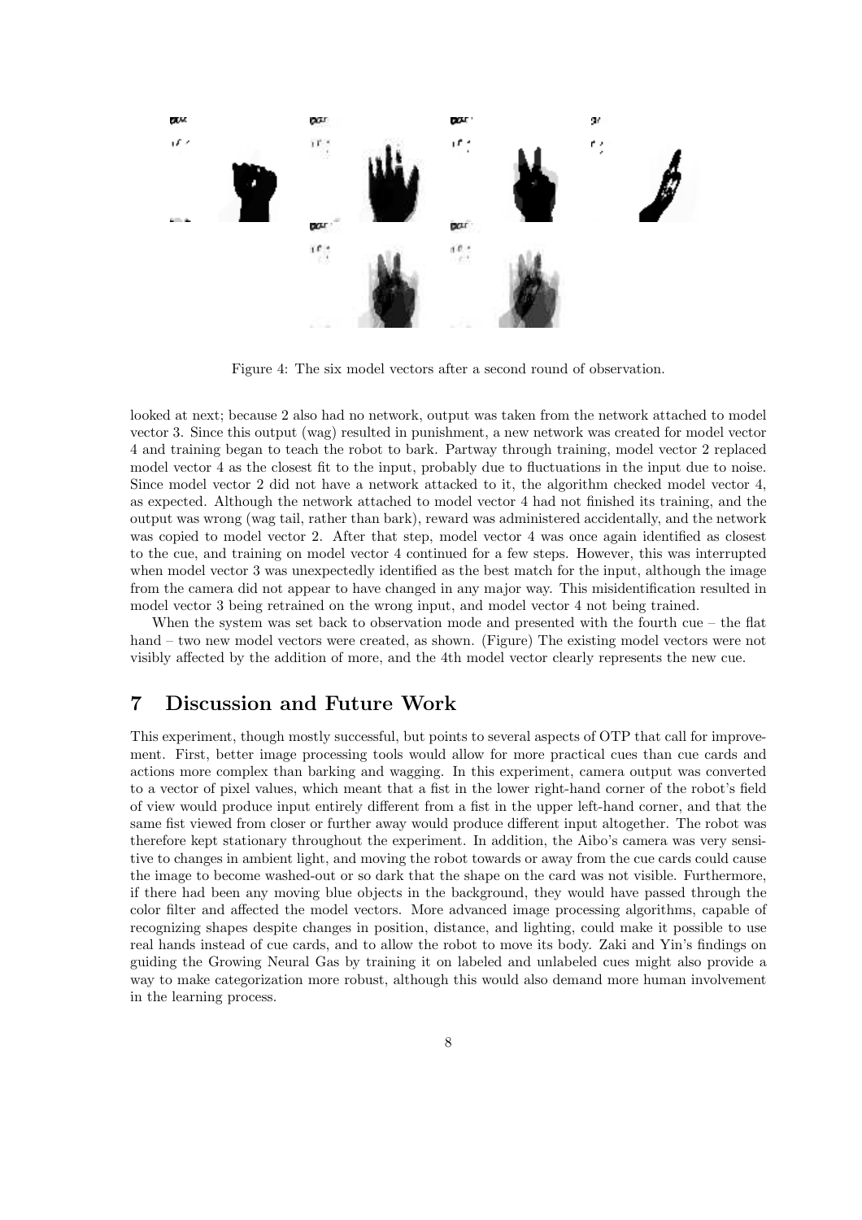Figure 4: The six model vectors after a second round of observation.

looked at next; because 2 also had no network, output was taken from the network attached to model vector 3. Since this output (wag) resulted in punishment, a new network was created for model vector 4 and training began to teach the robot to bark. Partway through training, model vector 2 replaced model vector 4 as the closest fit to the input, probably due to fluctuations in the input due to noise. Since model vector 2 did not have a network attacked to it, the algorithm checked model vector 4, as expected. Although the network attached to model vector 4 had not finished its training, and the output was wrong (wag tail, rather than bark), reward was administered accidentally, and the network was copied to model vector 2. After that step, model vector 4 was once again identified as closest to the cue, and training on model vector 4 continued for a few steps. However, this was interrupted when model vector 3 was unexpectedly identified as the best match for the input, although the image from the camera did not appear to have changed in any major way. This misidentification resulted in model vector 3 being retrained on the wrong input, and model vector 4 not being trained.

When the system was set back to observation mode and presented with the fourth cue – the flat hand – two new model vectors were created, as shown. (Figure) The existing model vectors were not visibly affected by the addition of more, and the 4th model vector clearly represents the new cue.

## 7 Discussion and Future Work

This experiment, though mostly successful, but points to several aspects of OTP that call for improvement. First, better image processing tools would allow for more practical cues than cue cards and actions more complex than barking and wagging. In this experiment, camera output was converted to a vector of pixel values, which meant that a fist in the lower right-hand corner of the robot's field of view would produce input entirely different from a fist in the upper left-hand corner, and that the same fist viewed from closer or further away would produce different input altogether. The robot was therefore kept stationary throughout the experiment. In addition, the Aibo's camera was very sensitive to changes in ambient light, and moving the robot towards or away from the cue cards could cause the image to become washed-out or so dark that the shape on the card was not visible. Furthermore, if there had been any moving blue objects in the background, they would have passed through the color filter and affected the model vectors. More advanced image processing algorithms, capable of recognizing shapes despite changes in position, distance, and lighting, could make it possible to use real hands instead of cue cards, and to allow the robot to move its body. Zaki and Yin's findings on guiding the Growing Neural Gas by training it on labeled and unlabeled cues might also provide a way to make categorization more robust, although this would also demand more human involvement in the learning process.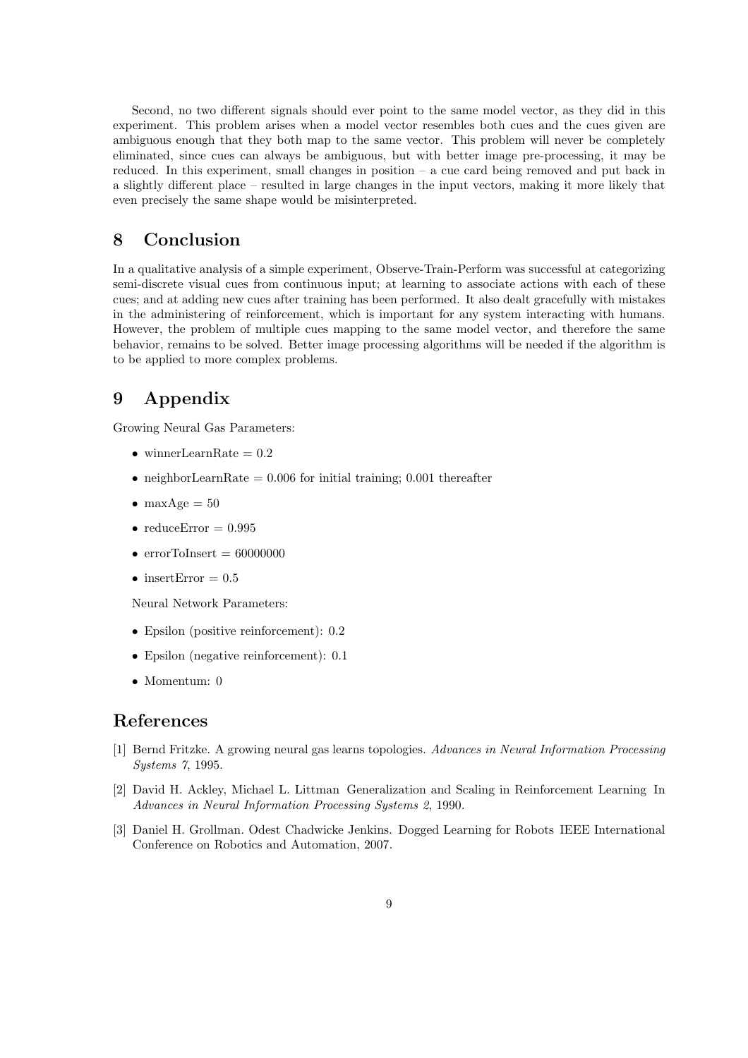Second, no two different signals should ever point to the same model vector, as they did in this experiment. This problem arises when a model vector resembles both cues and the cues given are ambiguous enough that they both map to the same vector. This problem will never be completely eliminated, since cues can always be ambiguous, but with better image pre-processing, it may be reduced. In this experiment, small changes in position – a cue card being removed and put back in a slightly different place – resulted in large changes in the input vectors, making it more likely that even precisely the same shape would be misinterpreted.

# 8 Conclusion

In a qualitative analysis of a simple experiment, Observe-Train-Perform was successful at categorizing semi-discrete visual cues from continuous input; at learning to associate actions with each of these cues; and at adding new cues after training has been performed. It also dealt gracefully with mistakes in the administering of reinforcement, which is important for any system interacting with humans. However, the problem of multiple cues mapping to the same model vector, and therefore the same behavior, remains to be solved. Better image processing algorithms will be needed if the algorithm is to be applied to more complex problems.

# 9 Appendix

Growing Neural Gas Parameters:

- winnerLearnRate = 0.2
- neighborLearnRate = 0.006 for initial training; 0.001 thereafter
- maxAge = 50
- reduceError = 0.995
- errorToInsert = 60000000
- insertError = 0.5

Neural Network Parameters:

- Epsilon (positive reinforcement): 0.2
- Epsilon (negative reinforcement): 0.1
- Momentum: 0

# References

[1] Bernd Fritzke. A growing neural gas learns topologies. *Advances in Neural Information Processing Systems 7*, 1995.

[2] David H. Ackley, Michael L. Littman Generalization and Scaling in Reinforcement Learning In *Advances in Neural Information Processing Systems 2*, 1990.

[3] Daniel H. Grollman. Odest Chadwicke Jenkins. Dogged Learning for Robots IEEE International Conference on Robotics and Automation, 2007.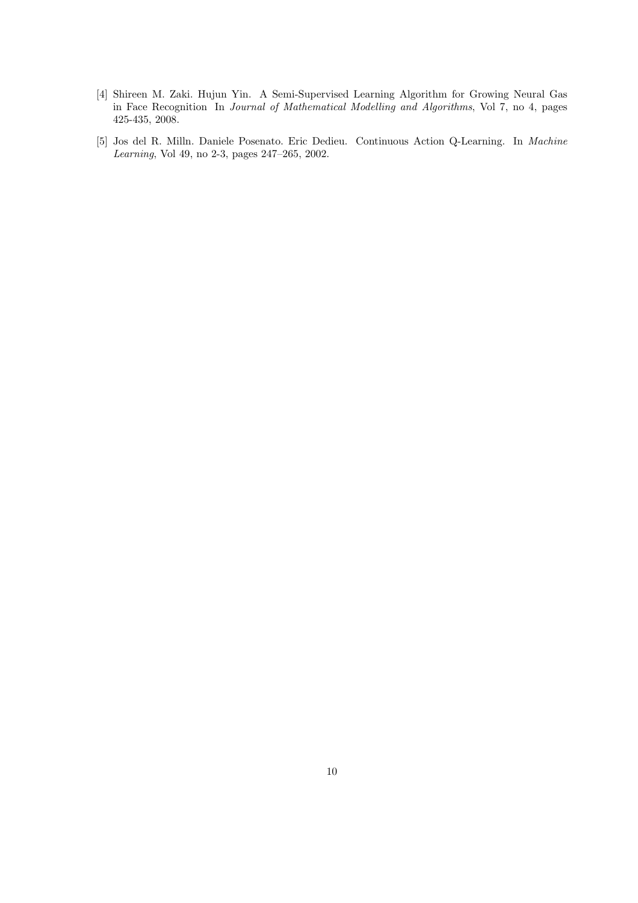[4] Shireen M. Zaki. Hujun Yin. A Semi-Supervised Learning Algorithm for Growing Neural Gas in Face Recognition In *Journal of Mathematical Modelling and Algorithms*, Vol 7, no 4, pages 425-435, 2008.

[5] Jos del R. Milln. Daniele Posenato. Eric Dedieu. Continuous Action Q-Learning. In *Machine Learning*, Vol 49, no 2-3, pages 247–265, 2002.